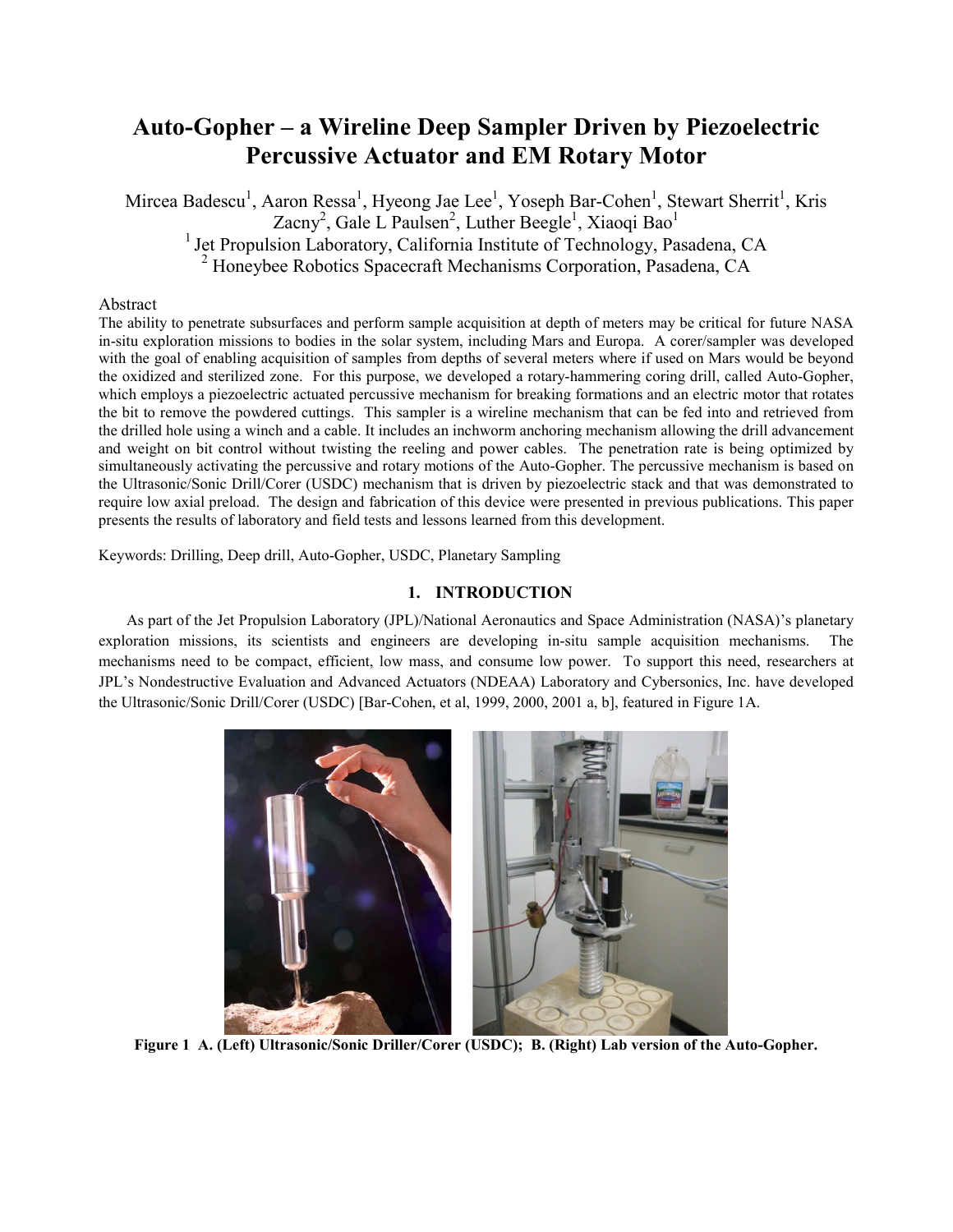# Auto-Gopher – a Wireline Deep Sampler Driven by Piezoelectric Percussive Actuator and EM Rotary Motor

Mircea Badescu[1], Aaron Ressa[1], Hyeong Jae Lee[1], Yoseph Bar-Cohen[1], Stewart Sherrit[1], Kris Zacny[2], Gale L Paulsen[2], Luther Beegle[1], Xiaoqi Bao[1]

[1] Jet Propulsion Laboratory, California Institute of Technology, Pasadena, CA

[2] Honeybee Robotics Spacecraft Mechanisms Corporation, Pasadena, CA

## Abstract

The ability to penetrate subsurfaces and perform sample acquisition at depth of meters may be critical for future NASA in-situ exploration missions to bodies in the solar system, including Mars and Europa. A corer/sampler was developed with the goal of enabling acquisition of samples from depths of several meters where if used on Mars would be beyond the oxidized and sterilized zone. For this purpose, we developed a rotary-hammering coring drill, called Auto-Gopher, which employs a piezoelectric actuated percussive mechanism for breaking formations and an electric motor that rotates the bit to remove the powdered cuttings. This sampler is a wireline mechanism that can be fed into and retrieved from the drilled hole using a winch and a cable. It includes an inchworm anchoring mechanism allowing the drill advancement and weight on bit control without twisting the reeling and power cables. The penetration rate is being optimized by simultaneously activating the percussive and rotary motions of the Auto-Gopher. The percussive mechanism is based on the Ultrasonic/Sonic Drill/Corer (USDC) mechanism that is driven by piezoelectric stack and that was demonstrated to require low axial preload. The design and fabrication of this device were presented in previous publications. This paper presents the results of laboratory and field tests and lessons learned from this development.

Keywords: Drilling, Deep drill, Auto-Gopher, USDC, Planetary Sampling

## 1. INTRODUCTION

As part of the Jet Propulsion Laboratory (JPL)/National Aeronautics and Space Administration (NASA)'s planetary exploration missions, its scientists and engineers are developing in-situ sample acquisition mechanisms. The mechanisms need to be compact, efficient, low mass, and consume low power. To support this need, researchers at JPL's Nondestructive Evaluation and Advanced Actuators (NDEAA) Laboratory and Cybersonics, Inc. have developed the Ultrasonic/Sonic Drill/Corer (USDC) [Bar-Cohen, et al, 1999, 2000, 2001 a, b], featured in Figure 1A.

**Figure 1 A. (Left) Ultrasonic/Sonic Driller/Corer (USDC); B. (Right) Lab version of the Auto-Gopher.**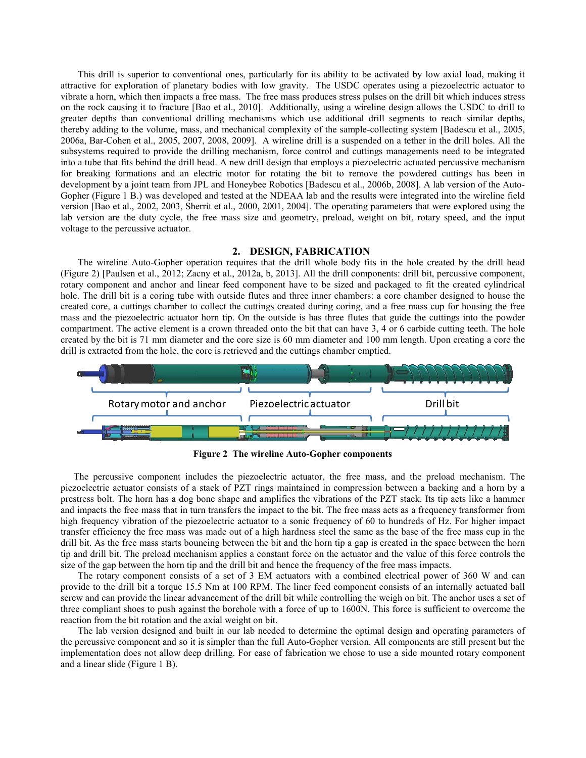This drill is superior to conventional ones, particularly for its ability to be activated by low axial load, making it attractive for exploration of planetary bodies with low gravity. The USDC operates using a piezoelectric actuator to vibrate a horn, which then impacts a free mass. The free mass produces stress pulses on the drill bit which induces stress on the rock causing it to fracture [Bao et al., 2010]. Additionally, using a wireline design allows the USDC to drill to greater depths than conventional drilling mechanisms which use additional drill segments to reach similar depths, thereby adding to the volume, mass, and mechanical complexity of the sample-collecting system [Badescu et al., 2005, 2006a, Bar-Cohen et al., 2005, 2007, 2008, 2009]. A wireline drill is a suspended on a tether in the drill holes. All the subsystems required to provide the drilling mechanism, force control and cuttings managements need to be integrated into a tube that fits behind the drill head. A new drill design that employs a piezoelectric actuated percussive mechanism for breaking formations and an electric motor for rotating the bit to remove the powdered cuttings has been in development by a joint team from JPL and Honeybee Robotics [Badescu et al., 2006b, 2008]. A lab version of the Auto-Gopher (Figure 1 B.) was developed and tested at the NDEAA lab and the results were integrated into the wireline field version [Bao et al., 2002, 2003, Sherrit et al., 2000, 2001, 2004]. The operating parameters that were explored using the lab version are the duty cycle, the free mass size and geometry, preload, weight on bit, rotary speed, and the input voltage to the percussive actuator.

## 2. DESIGN, FABRICATION

The wireline Auto-Gopher operation requires that the drill whole body fits in the hole created by the drill head (Figure 2) [Paulsen et al., 2012; Zacny et al., 2012a, b, 2013]. All the drill components: drill bit, percussive component, rotary component and anchor and linear feed component have to be sized and packaged to fit the created cylindrical hole. The drill bit is a coring tube with outside flutes and three inner chambers: a core chamber designed to house the created core, a cuttings chamber to collect the cuttings created during coring, and a free mass cup for housing the free mass and the piezoelectric actuator horn tip. On the outside is has three flutes that guide the cuttings into the powder compartment. The active element is a crown threaded onto the bit that can have 3, 4 or 6 carbide cutting teeth. The hole created by the bit is 71 mm diameter and the core size is 60 mm diameter and 100 mm length. Upon creating a core the drill is extracted from the hole, the core is retrieved and the cuttings chamber emptied.

Rotary motor and anchor — Piezoelectric actuator — Drill bit

**Figure 2 The wireline Auto-Gopher components**

The percussive component includes the piezoelectric actuator, the free mass, and the preload mechanism. The piezoelectric actuator consists of a stack of PZT rings maintained in compression between a backing and a horn by a prestress bolt. The horn has a dog bone shape and amplifies the vibrations of the PZT stack. Its tip acts like a hammer and impacts the free mass that in turn transfers the impact to the bit. The free mass acts as a frequency transformer from high frequency vibration of the piezoelectric actuator to a sonic frequency of 60 to hundreds of Hz. For higher impact transfer efficiency the free mass was made out of a high hardness steel the same as the base of the free mass cup in the drill bit. As the free mass starts bouncing between the bit and the horn tip a gap is created in the space between the horn tip and drill bit. The preload mechanism applies a constant force on the actuator and the value of this force controls the size of the gap between the horn tip and the drill bit and hence the frequency of the free mass impacts.

The rotary component consists of a set of 3 EM actuators with a combined electrical power of 360 W and can provide to the drill bit a torque 15.5 Nm at 100 RPM. The liner feed component consists of an internally actuated ball screw and can provide the linear advancement of the drill bit while controlling the weigh on bit. The anchor uses a set of three compliant shoes to push against the borehole with a force of up to 1600N. This force is sufficient to overcome the reaction from the bit rotation and the axial weight on bit.

The lab version designed and built in our lab needed to determine the optimal design and operating parameters of the percussive component and so it is simpler than the full Auto-Gopher version. All components are still present but the implementation does not allow deep drilling. For ease of fabrication we chose to use a side mounted rotary component and a linear slide (Figure 1 B).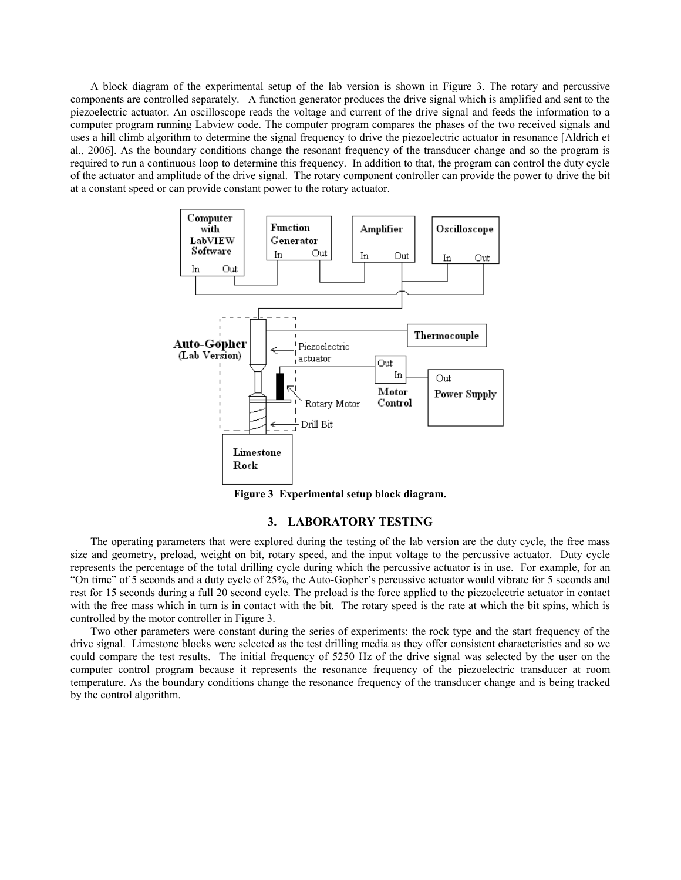A block diagram of the experimental setup of the lab version is shown in Figure 3. The rotary and percussive components are controlled separately. A function generator produces the drive signal which is amplified and sent to the piezoelectric actuator. An oscilloscope reads the voltage and current of the drive signal and feeds the information to a computer program running Labview code. The computer program compares the phases of the two received signals and uses a hill climb algorithm to determine the signal frequency to drive the piezoelectric actuator in resonance [Aldrich et al., 2006]. As the boundary conditions change the resonant frequency of the transducer change and so the program is required to run a continuous loop to determine this frequency. In addition to that, the program can control the duty cycle of the actuator and amplitude of the drive signal. The rotary component controller can provide the power to drive the bit at a constant speed or can provide constant power to the rotary actuator.

**Figure 3 Experimental setup block diagram.**

## 3. LABORATORY TESTING

The operating parameters that were explored during the testing of the lab version are the duty cycle, the free mass size and geometry, preload, weight on bit, rotary speed, and the input voltage to the percussive actuator. Duty cycle represents the percentage of the total drilling cycle during which the percussive actuator is in use. For example, for an "On time" of 5 seconds and a duty cycle of 25%, the Auto-Gopher's percussive actuator would vibrate for 5 seconds and rest for 15 seconds during a full 20 second cycle. The preload is the force applied to the piezoelectric actuator in contact with the free mass which in turn is in contact with the bit. The rotary speed is the rate at which the bit spins, which is controlled by the motor controller in Figure 3.

Two other parameters were constant during the series of experiments: the rock type and the start frequency of the drive signal. Limestone blocks were selected as the test drilling media as they offer consistent characteristics and so we could compare the test results. The initial frequency of 5250 Hz of the drive signal was selected by the user on the computer control program because it represents the resonance frequency of the piezoelectric transducer at room temperature. As the boundary conditions change the resonance frequency of the transducer change and is being tracked by the control algorithm.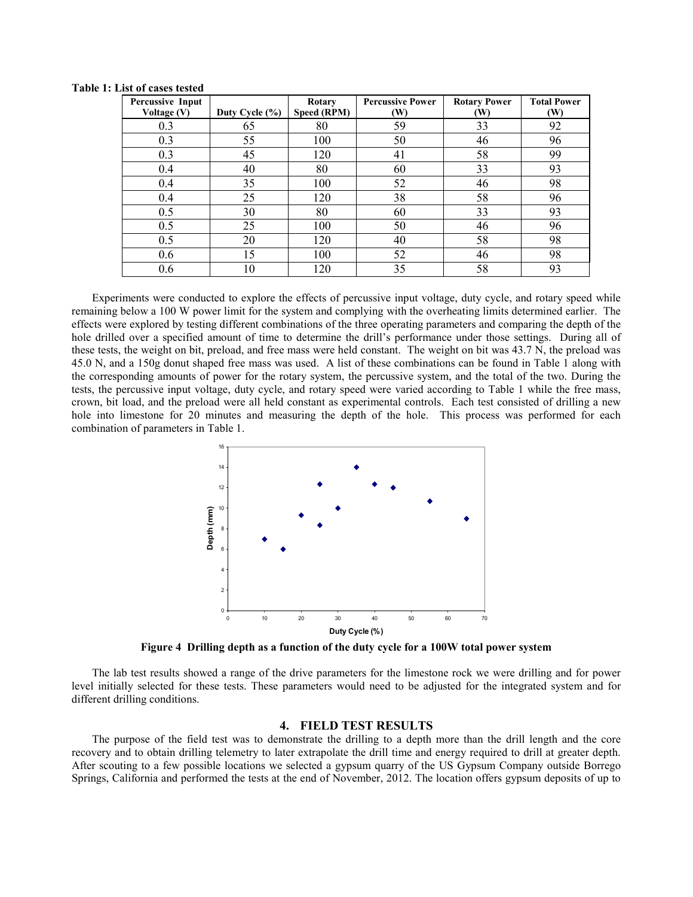**Table 1: List of cases tested**

| Percussive Input Voltage (V) | Duty Cycle (%) | Rotary Speed (RPM) | Percussive Power (W) | Rotary Power (W) | Total Power (W) |
|---|---|---|---|---|---|
| 0.3 | 65 | 80 | 59 | 33 | 92 |
| 0.3 | 55 | 100 | 50 | 46 | 96 |
| 0.3 | 45 | 120 | 41 | 58 | 99 |
| 0.4 | 40 | 80 | 60 | 33 | 93 |
| 0.4 | 35 | 100 | 52 | 46 | 98 |
| 0.4 | 25 | 120 | 38 | 58 | 96 |
| 0.5 | 30 | 80 | 60 | 33 | 93 |
| 0.5 | 25 | 100 | 50 | 46 | 96 |
| 0.5 | 20 | 120 | 40 | 58 | 98 |
| 0.6 | 15 | 100 | 52 | 46 | 98 |
| 0.6 | 10 | 120 | 35 | 58 | 93 |

Experiments were conducted to explore the effects of percussive input voltage, duty cycle, and rotary speed while remaining below a 100 W power limit for the system and complying with the overheating limits determined earlier. The effects were explored by testing different combinations of the three operating parameters and comparing the depth of the hole drilled over a specified amount of time to determine the drill's performance under those settings. During all of these tests, the weight on bit, preload, and free mass were held constant. The weight on bit was 43.7 N, the preload was 45.0 N, and a 150g donut shaped free mass was used. A list of these combinations can be found in Table 1 along with the corresponding amounts of power for the rotary system, the percussive system, and the total of the two. During the tests, the percussive input voltage, duty cycle, and rotary speed were varied according to Table 1 while the free mass, crown, bit load, and the preload were all held constant as experimental controls. Each test consisted of drilling a new hole into limestone for 20 minutes and measuring the depth of the hole. This process was performed for each combination of parameters in Table 1.

**Figure 4 Drilling depth as a function of the duty cycle for a 100W total power system**

The lab test results showed a range of the drive parameters for the limestone rock we were drilling and for power level initially selected for these tests. These parameters would need to be adjusted for the integrated system and for different drilling conditions.

## 4. FIELD TEST RESULTS

The purpose of the field test was to demonstrate the drilling to a depth more than the drill length and the core recovery and to obtain drilling telemetry to later extrapolate the drill time and energy required to drill at greater depth. After scouting to a few possible locations we selected a gypsum quarry of the US Gypsum Company outside Borrego Springs, California and performed the tests at the end of November, 2012. The location offers gypsum deposits of up to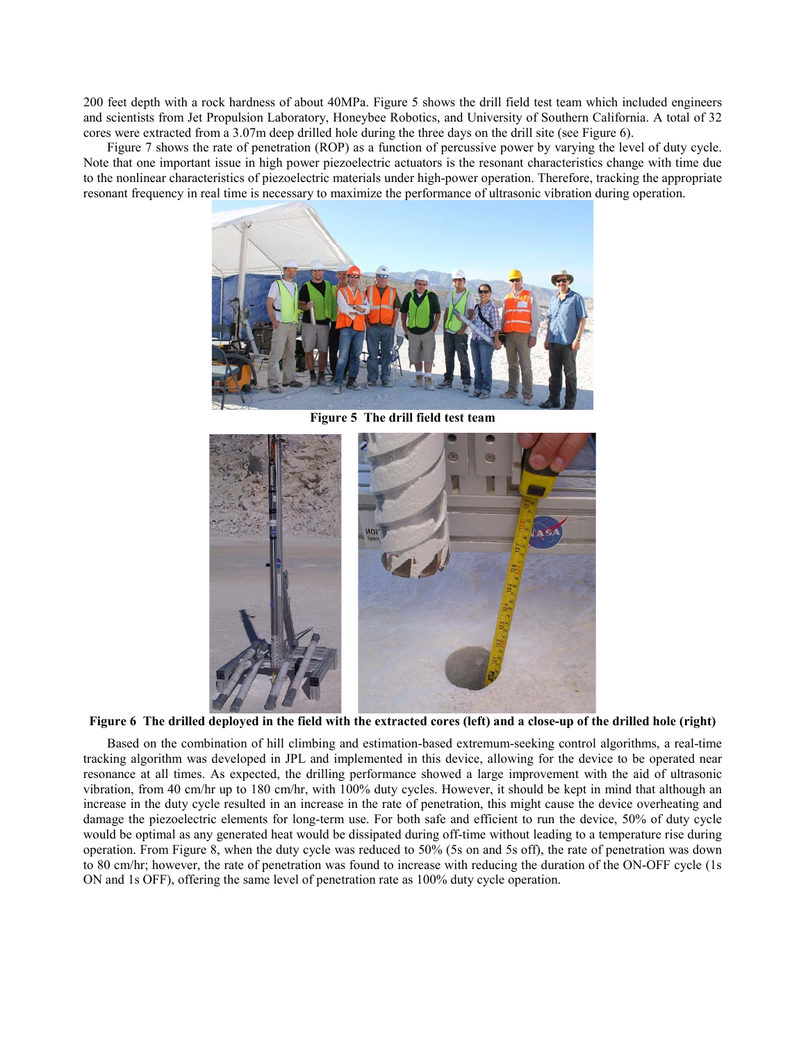200 feet depth with a rock hardness of about 40MPa. Figure 5 shows the drill field test team which included engineers and scientists from Jet Propulsion Laboratory, Honeybee Robotics, and University of Southern California. A total of 32 cores were extracted from a 3.07m deep drilled hole during the three days on the drill site (see Figure 6).

Figure 7 shows the rate of penetration (ROP) as a function of percussive power by varying the level of duty cycle. Note that one important issue in high power piezoelectric actuators is the resonant characteristics change with time due to the nonlinear characteristics of piezoelectric materials under high-power operation. Therefore, tracking the appropriate resonant frequency in real time is necessary to maximize the performance of ultrasonic vibration during operation.

**Figure 5 The drill field test team**

**Figure 6 The drilled deployed in the field with the extracted cores (left) and a close-up of the drilled hole (right)**

Based on the combination of hill climbing and estimation-based extremum-seeking control algorithms, a real-time tracking algorithm was developed in JPL and implemented in this device, allowing for the device to be operated near resonance at all times. As expected, the drilling performance showed a large improvement with the aid of ultrasonic vibration, from 40 cm/hr up to 180 cm/hr, with 100% duty cycles. However, it should be kept in mind that although an increase in the duty cycle resulted in an increase in the rate of penetration, this might cause the device overheating and damage the piezoelectric elements for long-term use. For both safe and efficient to run the device, 50% of duty cycle would be optimal as any generated heat would be dissipated during off-time without leading to a temperature rise during operation. From Figure 8, when the duty cycle was reduced to 50% (5s on and 5s off), the rate of penetration was down to 80 cm/hr; however, the rate of penetration was found to increase with reducing the duration of the ON-OFF cycle (1s ON and 1s OFF), offering the same level of penetration rate as 100% duty cycle operation.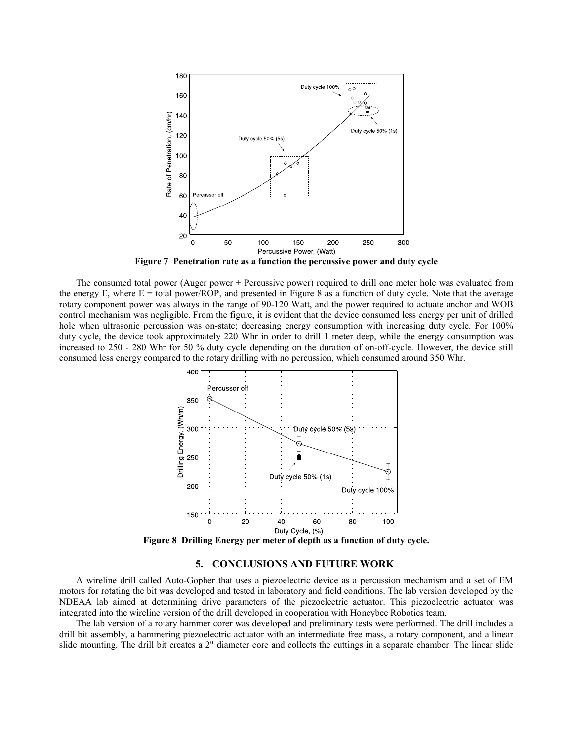**Figure 7 Penetration rate as a function the percussive power and duty cycle**

The consumed total power (Auger power + Percussive power) required to drill one meter hole was evaluated from the energy E, where E = total power/ROP, and presented in Figure 8 as a function of duty cycle. Note that the average rotary component power was always in the range of 90-120 Watt, and the power required to actuate anchor and WOB control mechanism was negligible. From the figure, it is evident that the device consumed less energy per unit of drilled hole when ultrasonic percussion was on-state; decreasing energy consumption with increasing duty cycle. For 100% duty cycle, the device took approximately 220 Whr in order to drill 1 meter deep, while the energy consumption was increased to 250 - 280 Whr for 50 % duty cycle depending on the duration of on-off-cycle. However, the device still consumed less energy compared to the rotary drilling with no percussion, which consumed around 350 Whr.

**Figure 8 Drilling Energy per meter of depth as a function of duty cycle.**

## 5. CONCLUSIONS AND FUTURE WORK

A wireline drill called Auto-Gopher that uses a piezoelectric device as a percussion mechanism and a set of EM motors for rotating the bit was developed and tested in laboratory and field conditions. The lab version developed by the NDEAA lab aimed at determining drive parameters of the piezoelectric actuator. This piezoelectric actuator was integrated into the wireline version of the drill developed in cooperation with Honeybee Robotics team.

The lab version of a rotary hammer corer was developed and preliminary tests were performed. The drill includes a drill bit assembly, a hammering piezoelectric actuator with an intermediate free mass, a rotary component, and a linear slide mounting. The drill bit creates a 2" diameter core and collects the cuttings in a separate chamber. The linear slide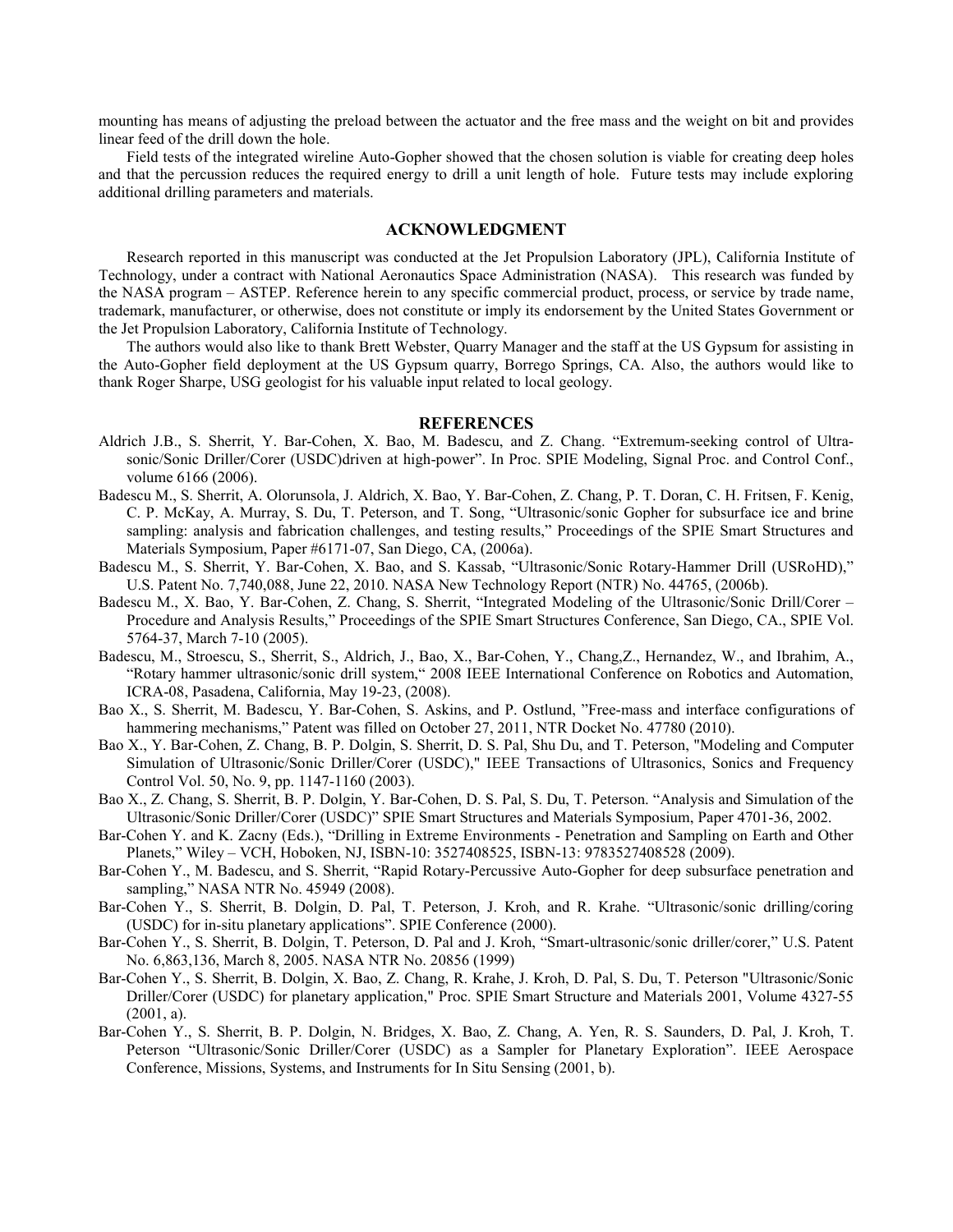mounting has means of adjusting the preload between the actuator and the free mass and the weight on bit and provides linear feed of the drill down the hole.

Field tests of the integrated wireline Auto-Gopher showed that the chosen solution is viable for creating deep holes and that the percussion reduces the required energy to drill a unit length of hole. Future tests may include exploring additional drilling parameters and materials.

## ACKNOWLEDGMENT

Research reported in this manuscript was conducted at the Jet Propulsion Laboratory (JPL), California Institute of Technology, under a contract with National Aeronautics Space Administration (NASA). This research was funded by the NASA program – ASTEP. Reference herein to any specific commercial product, process, or service by trade name, trademark, manufacturer, or otherwise, does not constitute or imply its endorsement by the United States Government or the Jet Propulsion Laboratory, California Institute of Technology.

The authors would also like to thank Brett Webster, Quarry Manager and the staff at the US Gypsum for assisting in the Auto-Gopher field deployment at the US Gypsum quarry, Borrego Springs, CA. Also, the authors would like to thank Roger Sharpe, USG geologist for his valuable input related to local geology.

## REFERENCES

Aldrich J.B., S. Sherrit, Y. Bar-Cohen, X. Bao, M. Badescu, and Z. Chang. "Extremum-seeking control of Ultra-sonic/Sonic Driller/Corer (USDC)driven at high-power". In Proc. SPIE Modeling, Signal Proc. and Control Conf., volume 6166 (2006).

Badescu M., S. Sherrit, A. Olorunsola, J. Aldrich, X. Bao, Y. Bar-Cohen, Z. Chang, P. T. Doran, C. H. Fritsen, F. Kenig, C. P. McKay, A. Murray, S. Du, T. Peterson, and T. Song, "Ultrasonic/sonic Gopher for subsurface ice and brine sampling: analysis and fabrication challenges, and testing results," Proceedings of the SPIE Smart Structures and Materials Symposium, Paper #6171-07, San Diego, CA, (2006a).

Badescu M., S. Sherrit, Y. Bar-Cohen, X. Bao, and S. Kassab, "Ultrasonic/Sonic Rotary-Hammer Drill (USRoHD)," U.S. Patent No. 7,740,088, June 22, 2010. NASA New Technology Report (NTR) No. 44765, (2006b).

Badescu M., X. Bao, Y. Bar-Cohen, Z. Chang, S. Sherrit, "Integrated Modeling of the Ultrasonic/Sonic Drill/Corer – Procedure and Analysis Results," Proceedings of the SPIE Smart Structures Conference, San Diego, CA., SPIE Vol. 5764-37, March 7-10 (2005).

Badescu, M., Stroescu, S., Sherrit, S., Aldrich, J., Bao, X., Bar-Cohen, Y., Chang,Z., Hernandez, W., and Ibrahim, A., "Rotary hammer ultrasonic/sonic drill system," 2008 IEEE International Conference on Robotics and Automation, ICRA-08, Pasadena, California, May 19-23, (2008).

Bao X., S. Sherrit, M. Badescu, Y. Bar-Cohen, S. Askins, and P. Ostlund, "Free-mass and interface configurations of hammering mechanisms," Patent was filled on October 27, 2011, NTR Docket No. 47780 (2010).

Bao X., Y. Bar-Cohen, Z. Chang, B. P. Dolgin, S. Sherrit, D. S. Pal, Shu Du, and T. Peterson, "Modeling and Computer Simulation of Ultrasonic/Sonic Driller/Corer (USDC)," IEEE Transactions of Ultrasonics, Sonics and Frequency Control Vol. 50, No. 9, pp. 1147-1160 (2003).

Bao X., Z. Chang, S. Sherrit, B. P. Dolgin, Y. Bar-Cohen, D. S. Pal, S. Du, T. Peterson. "Analysis and Simulation of the Ultrasonic/Sonic Driller/Corer (USDC)" SPIE Smart Structures and Materials Symposium, Paper 4701-36, 2002.

Bar-Cohen Y. and K. Zacny (Eds.), "Drilling in Extreme Environments - Penetration and Sampling on Earth and Other Planets," Wiley – VCH, Hoboken, NJ, ISBN-10: 3527408525, ISBN-13: 9783527408528 (2009).

Bar-Cohen Y., M. Badescu, and S. Sherrit, "Rapid Rotary-Percussive Auto-Gopher for deep subsurface penetration and sampling," NASA NTR No. 45949 (2008).

Bar-Cohen Y., S. Sherrit, B. Dolgin, D. Pal, T. Peterson, J. Kroh, and R. Krahe. "Ultrasonic/sonic drilling/coring (USDC) for in-situ planetary applications". SPIE Conference (2000).

Bar-Cohen Y., S. Sherrit, B. Dolgin, T. Peterson, D. Pal and J. Kroh, "Smart-ultrasonic/sonic driller/corer," U.S. Patent No. 6,863,136, March 8, 2005. NASA NTR No. 20856 (1999)

Bar-Cohen Y., S. Sherrit, B. Dolgin, X. Bao, Z. Chang, R. Krahe, J. Kroh, D. Pal, S. Du, T. Peterson "Ultrasonic/Sonic Driller/Corer (USDC) for planetary application," Proc. SPIE Smart Structure and Materials 2001, Volume 4327-55 (2001, a).

Bar-Cohen Y., S. Sherrit, B. P. Dolgin, N. Bridges, X. Bao, Z. Chang, A. Yen, R. S. Saunders, D. Pal, J. Kroh, T. Peterson "Ultrasonic/Sonic Driller/Corer (USDC) as a Sampler for Planetary Exploration". IEEE Aerospace Conference, Missions, Systems, and Instruments for In Situ Sensing (2001, b).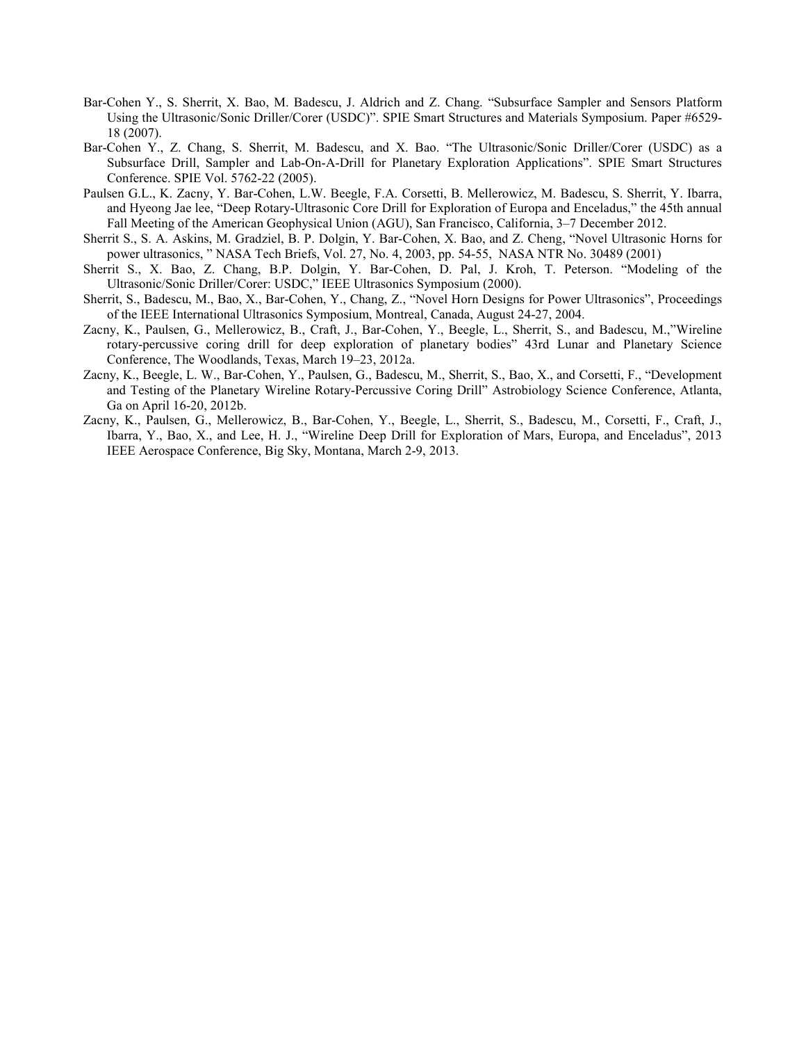Bar-Cohen Y., S. Sherrit, X. Bao, M. Badescu, J. Aldrich and Z. Chang. "Subsurface Sampler and Sensors Platform Using the Ultrasonic/Sonic Driller/Corer (USDC)". SPIE Smart Structures and Materials Symposium. Paper #6529-18 (2007).

Bar-Cohen Y., Z. Chang, S. Sherrit, M. Badescu, and X. Bao. "The Ultrasonic/Sonic Driller/Corer (USDC) as a Subsurface Drill, Sampler and Lab-On-A-Drill for Planetary Exploration Applications". SPIE Smart Structures Conference. SPIE Vol. 5762-22 (2005).

Paulsen G.L., K. Zacny, Y. Bar-Cohen, L.W. Beegle, F.A. Corsetti, B. Mellerowicz, M. Badescu, S. Sherrit, Y. Ibarra, and Hyeong Jae lee, "Deep Rotary-Ultrasonic Core Drill for Exploration of Europa and Enceladus," the 45th annual Fall Meeting of the American Geophysical Union (AGU), San Francisco, California, 3–7 December 2012.

Sherrit S., S. A. Askins, M. Gradziel, B. P. Dolgin, Y. Bar-Cohen, X. Bao, and Z. Cheng, "Novel Ultrasonic Horns for power ultrasonics, " NASA Tech Briefs, Vol. 27, No. 4, 2003, pp. 54-55, NASA NTR No. 30489 (2001)

Sherrit S., X. Bao, Z. Chang, B.P. Dolgin, Y. Bar-Cohen, D. Pal, J. Kroh, T. Peterson. "Modeling of the Ultrasonic/Sonic Driller/Corer: USDC," IEEE Ultrasonics Symposium (2000).

Sherrit, S., Badescu, M., Bao, X., Bar-Cohen, Y., Chang, Z., "Novel Horn Designs for Power Ultrasonics", Proceedings of the IEEE International Ultrasonics Symposium, Montreal, Canada, August 24-27, 2004.

Zacny, K., Paulsen, G., Mellerowicz, B., Craft, J., Bar-Cohen, Y., Beegle, L., Sherrit, S., and Badescu, M.,"Wireline rotary-percussive coring drill for deep exploration of planetary bodies" 43rd Lunar and Planetary Science Conference, The Woodlands, Texas, March 19–23, 2012a.

Zacny, K., Beegle, L. W., Bar-Cohen, Y., Paulsen, G., Badescu, M., Sherrit, S., Bao, X., and Corsetti, F., "Development and Testing of the Planetary Wireline Rotary-Percussive Coring Drill" Astrobiology Science Conference, Atlanta, Ga on April 16-20, 2012b.

Zacny, K., Paulsen, G., Mellerowicz, B., Bar-Cohen, Y., Beegle, L., Sherrit, S., Badescu, M., Corsetti, F., Craft, J., Ibarra, Y., Bao, X., and Lee, H. J., "Wireline Deep Drill for Exploration of Mars, Europa, and Enceladus", 2013 IEEE Aerospace Conference, Big Sky, Montana, March 2-9, 2013.